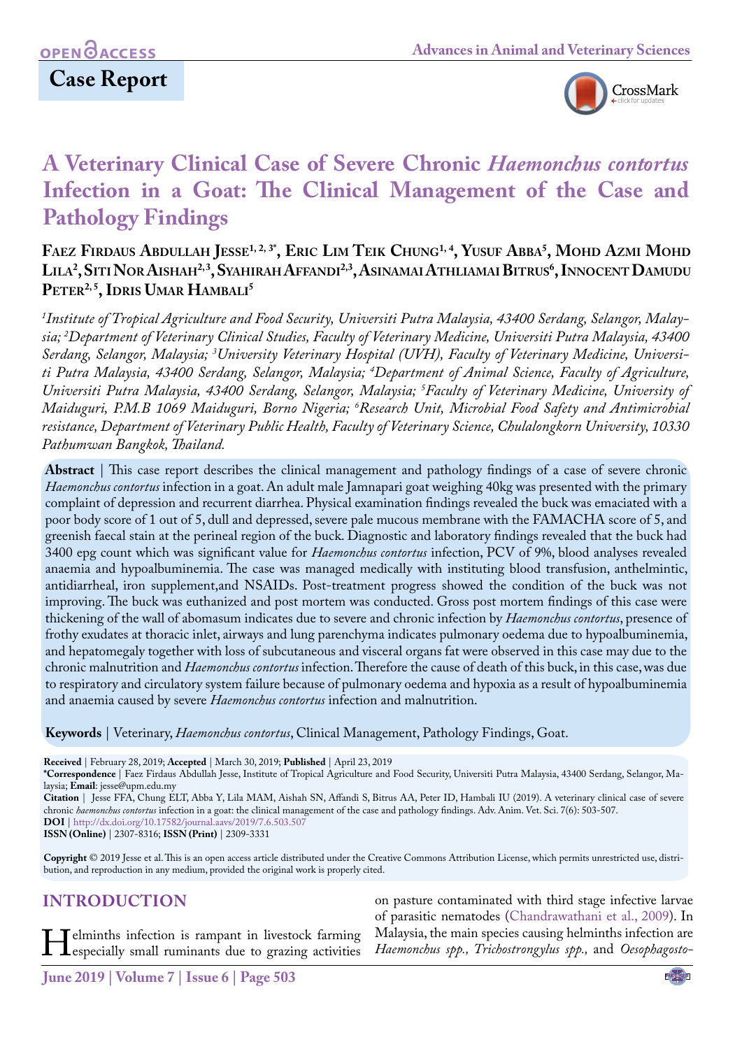OPEN ACCESS

**Case Report**

# A Veterinary Clinical Case of Severe Chronic *Haemonchus contortus* Infection in a Goat: The Clinical Management of the Case and Pathology Findings

**Faez Firdaus Abdullah Jesse[1, 2, 3*], Eric Lim Teik Chung[1, 4], Yusuf Abba[5], Mohd Azmi Mohd Lila[2], Siti Nor Aishah[2,3], Syahirah Affandi[2,3], Asinamai Athliamai Bitrus[6], Innocent Damudu Peter[2, 5], Idris Umar Hambali[5]**

*[1]Institute of Tropical Agriculture and Food Security, Universiti Putra Malaysia, 43400 Serdang, Selangor, Malaysia; [2]Department of Veterinary Clinical Studies, Faculty of Veterinary Medicine, Universiti Putra Malaysia, 43400 Serdang, Selangor, Malaysia; [3]University Veterinary Hospital (UVH), Faculty of Veterinary Medicine, Universiti Putra Malaysia, 43400 Serdang, Selangor, Malaysia; [4]Department of Animal Science, Faculty of Agriculture, Universiti Putra Malaysia, 43400 Serdang, Selangor, Malaysia; [5]Faculty of Veterinary Medicine, University of Maiduguri, P.M.B 1069 Maiduguri, Borno Nigeria; [6]Research Unit, Microbial Food Safety and Antimicrobial resistance, Department of Veterinary Public Health, Faculty of Veterinary Science, Chulalongkorn University, 10330 Pathumwan Bangkok, Thailand.*

**Abstract** | This case report describes the clinical management and pathology findings of a case of severe chronic *Haemonchus contortus* infection in a goat. An adult male Jamnapari goat weighing 40kg was presented with the primary complaint of depression and recurrent diarrhea. Physical examination findings revealed the buck was emaciated with a poor body score of 1 out of 5, dull and depressed, severe pale mucous membrane with the FAMACHA score of 5, and greenish faecal stain at the perineal region of the buck. Diagnostic and laboratory findings revealed that the buck had 3400 epg count which was significant value for *Haemonchus contortus* infection, PCV of 9%, blood analyses revealed anaemia and hypoalbuminemia. The case was managed medically with instituting blood transfusion, anthelmintic, antidiarrheal, iron supplement,and NSAIDs. Post-treatment progress showed the condition of the buck was not improving. The buck was euthanized and post mortem was conducted. Gross post mortem findings of this case were thickening of the wall of abomasum indicates due to severe and chronic infection by *Haemonchus contortus*, presence of frothy exudates at thoracic inlet, airways and lung parenchyma indicates pulmonary oedema due to hypoalbuminemia, and hepatomegaly together with loss of subcutaneous and visceral organs fat were observed in this case may due to the chronic malnutrition and *Haemonchus contortus* infection. Therefore the cause of death of this buck, in this case, was due to respiratory and circulatory system failure because of pulmonary oedema and hypoxia as a result of hypoalbuminemia and anaemia caused by severe *Haemonchus contortus* infection and malnutrition.

**Keywords** | Veterinary, *Haemonchus contortus*, Clinical Management, Pathology Findings, Goat.

**Received** | February 28, 2019; **Accepted** | March 30, 2019; **Published** | April 23, 2019
**\*Correspondence** | Faez Firdaus Abdullah Jesse, Institute of Tropical Agriculture and Food Security, Universiti Putra Malaysia, 43400 Serdang, Selangor, Malaysia; **Email**: jesse@upm.edu.my
**Citation** | Jesse FFA, Chung ELT, Abba Y, Lila MAM, Aishah SN, Affandi S, Bitrus AA, Peter ID, Hambali IU (2019). A veterinary clinical case of severe chronic *haemonchus contortus* infection in a goat: the clinical management of the case and pathology findings. Adv. Anim. Vet. Sci. 7(6): 503-507.
**DOI** | http://dx.doi.org/10.17582/journal.aavs/2019/7.6.503.507
**ISSN (Online)** | 2307-8316; **ISSN (Print)** | 2309-3331

**Copyright** © 2019 Jesse et al. This is an open access article distributed under the Creative Commons Attribution License, which permits unrestricted use, distribution, and reproduction in any medium, provided the original work is properly cited.

## INTRODUCTION

Helminths infection is rampant in livestock farming especially small ruminants due to grazing activities on pasture contaminated with third stage infective larvae of parasitic nematodes (Chandrawathani et al., 2009). In Malaysia, the main species causing helminths infection are *Haemonchus spp., Trichostrongylus spp.,* and *Oesophagosto-*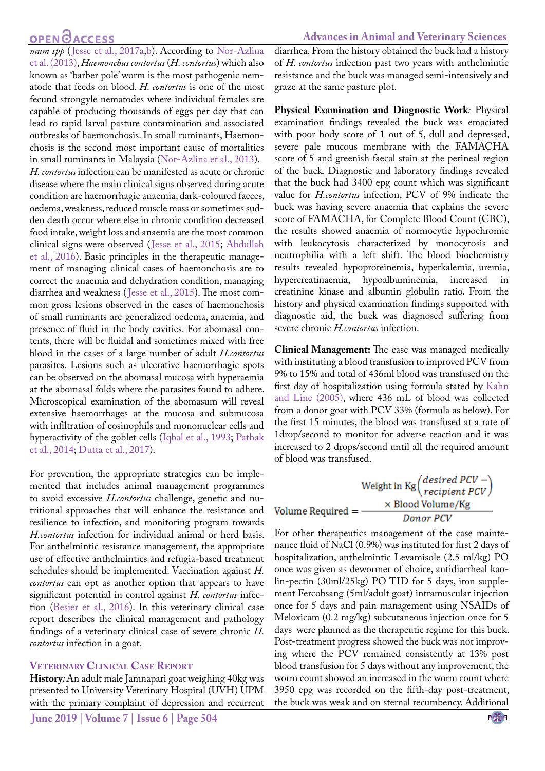*mum spp* (Jesse et al., 2017a,b). According to Nor-Azlina et al. (2013), *Haemonchus contortus* (*H. contortus*) which also known as 'barber pole' worm is the most pathogenic nematode that feeds on blood. *H. contortus* is one of the most fecund strongyle nematodes where individual females are capable of producing thousands of eggs per day that can lead to rapid larval pasture contamination and associated outbreaks of haemonchosis. In small ruminants, Haemonchosis is the second most important cause of mortalities in small ruminants in Malaysia (Nor-Azlina et al., 2013). *H. contortus* infection can be manifested as acute or chronic disease where the main clinical signs observed during acute condition are haemorrhagic anaemia, dark-coloured faeces, oedema, weakness, reduced muscle mass or sometimes sudden death occur where else in chronic condition decreased food intake, weight loss and anaemia are the most common clinical signs were observed (Jesse et al., 2015; Abdullah et al., 2016). Basic principles in the therapeutic management of managing clinical cases of haemonchosis are to correct the anaemia and dehydration condition, managing diarrhea and weakness (Jesse et al., 2015). The most common gross lesions observed in the cases of haemonchosis of small ruminants are generalized oedema, anaemia, and presence of fluid in the body cavities. For abomasal contents, there will be fluidal and sometimes mixed with free blood in the cases of a large number of adult *H.contortus* parasites. Lesions such as ulcerative haemorrhagic spots can be observed on the abomasal mucosa with hyperaemia at the abomasal folds where the parasites found to adhere. Microscopical examination of the abomasum will reveal extensive haemorrhages at the mucosa and submucosa with infiltration of eosinophils and mononuclear cells and hyperactivity of the goblet cells (Iqbal et al., 1993; Pathak et al., 2014; Dutta et al., 2017).

For prevention, the appropriate strategies can be implemented that includes animal management programmes to avoid excessive *H.contortus* challenge, genetic and nutritional approaches that will enhance the resistance and resilience to infection, and monitoring program towards *H.contortus* infection for individual animal or herd basis. For anthelmintic resistance management, the appropriate use of effective anthelmintics and refugia-based treatment schedules should be implemented. Vaccination against *H. contortus* can opt as another option that appears to have significant potential in control against *H. contortus* infection (Besier et al., 2016). In this veterinary clinical case report describes the clinical management and pathology findings of a veterinary clinical case of severe chronic *H. contortus* infection in a goat.

## Veterinary Clinical Case Report

**History:** An adult male Jamnapari goat weighing 40kg was presented to University Veterinary Hospital (UVH) UPM with the primary complaint of depression and recurrent diarrhea. From the history obtained the buck had a history of *H. contortus* infection past two years with anthelmintic resistance and the buck was managed semi-intensively and graze at the same pasture plot.

**Physical Examination and Diagnostic Work:** Physical examination findings revealed the buck was emaciated with poor body score of 1 out of 5, dull and depressed, severe pale mucous membrane with the FAMACHA score of 5 and greenish faecal stain at the perineal region of the buck. Diagnostic and laboratory findings revealed that the buck had 3400 epg count which was significant value for *H.contortus* infection, PCV of 9% indicate the buck was having severe anaemia that explains the severe score of FAMACHA, for Complete Blood Count (CBC), the results showed anaemia of normocytic hypochromic with leukocytosis characterized by monocytosis and neutrophilia with a left shift. The blood biochemistry results revealed hypoproteinemia, hyperkalemia, uremia, hypercreatinaemia, hypoalbuminemia, increased in creatinine kinase and albumin globulin ratio. From the history and physical examination findings supported with diagnostic aid, the buck was diagnosed suffering from severe chronic *H.contortus* infection.

**Clinical Management:** The case was managed medically with instituting a blood transfusion to improved PCV from 9% to 15% and total of 436ml blood was transfused on the first day of hospitalization using formula stated by Kahn and Line (2005), where 436 mL of blood was collected from a donor goat with PCV 33% (formula as below). For the first 15 minutes, the blood was transfused at a rate of 1drop/second to monitor for adverse reaction and it was increased to 2 drops/second until all the required amount of blood was transfused.

$$\text{Volume Required} = \frac{\text{Weight in Kg}\left(\begin{array}{l} \textit{desired PCV} - \\ \textit{recipient PCV} \end{array}\right) \times \text{Blood Volume/Kg}}{\textit{Donor PCV}}$$

For other therapeutics management of the case maintenance fluid of NaCl (0.9%) was instituted for first 2 days of hospitalization, anthelmintic Levamisole (2.5 ml/kg) PO once was given as dewormer of choice, antidiarrheal kaolin-pectin (30ml/25kg) PO TID for 5 days, iron supplement Fercobsang (5ml/adult goat) intramuscular injection once for 5 days and pain management using NSAIDs of Meloxicam (0.2 mg/kg) subcutaneous injection once for 5 days were planned as the therapeutic regime for this buck. Post-treatment progress showed the buck was not improving where the PCV remained consistently at 13% post blood transfusion for 5 days without any improvement, the worm count showed an increased in the worm count where 3950 epg was recorded on the fifth-day post-treatment, the buck was weak and on sternal recumbency. Additional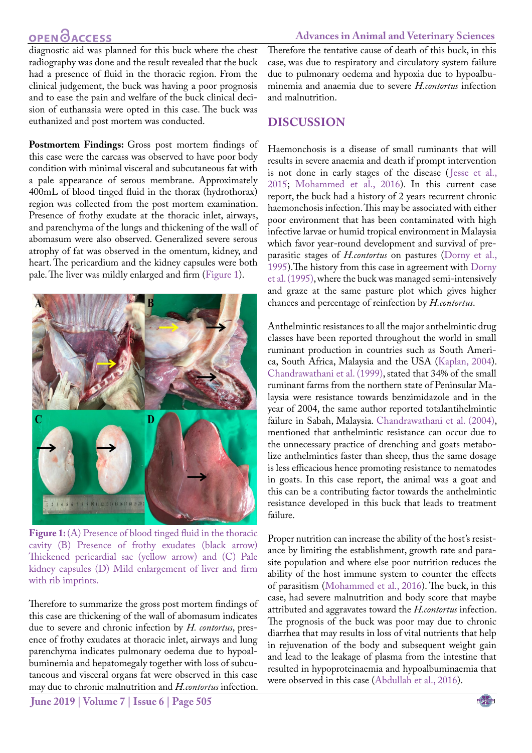diagnostic aid was planned for this buck where the chest radiography was done and the result revealed that the buck had a presence of fluid in the thoracic region. From the clinical judgement, the buck was having a poor prognosis and to ease the pain and welfare of the buck clinical decision of euthanasia were opted in this case. The buck was euthanized and post mortem was conducted.

**Postmortem Findings:** Gross post mortem findings of this case were the carcass was observed to have poor body condition with minimal visceral and subcutaneous fat with a pale appearance of serous membrane. Approximately 400mL of blood tinged fluid in the thorax (hydrothorax) region was collected from the post mortem examination. Presence of frothy exudate at the thoracic inlet, airways, and parenchyma of the lungs and thickening of the wall of abomasum were also observed. Generalized severe serous atrophy of fat was observed in the omentum, kidney, and heart. The pericardium and the kidney capsules were both pale. The liver was mildly enlarged and firm (Figure 1).

**Figure 1:** (A) Presence of blood tinged fluid in the thoracic cavity (B) Presence of frothy exudates (black arrow) Thickened pericardial sac (yellow arrow) and (C) Pale kidney capsules (D) Mild enlargement of liver and firm with rib imprints.

Therefore to summarize the gross post mortem findings of this case are thickening of the wall of abomasum indicates due to severe and chronic infection by *H. contortus*, presence of frothy exudates at thoracic inlet, airways and lung parenchyma indicates pulmonary oedema due to hypoalbuminemia and hepatomegaly together with loss of subcutaneous and visceral organs fat were observed in this case may due to chronic malnutrition and *H.contortus* infection.

Therefore the tentative cause of death of this buck, in this case, was due to respiratory and circulatory system failure due to pulmonary oedema and hypoxia due to hypoalbuminemia and anaemia due to severe *H.contortus* infection and malnutrition.

## DISCUSSION

Haemonchosis is a disease of small ruminants that will results in severe anaemia and death if prompt intervention is not done in early stages of the disease (Jesse et al., 2015; Mohammed et al., 2016). In this current case report, the buck had a history of 2 years recurrent chronic haemonchosis infection. This may be associated with either poor environment that has been contaminated with high infective larvae or humid tropical environment in Malaysia which favor year-round development and survival of pre-parasitic stages of *H.contortus* on pastures (Dorny et al., 1995).The history from this case in agreement with Dorny et al. (1995), where the buck was managed semi-intensively and graze at the same pasture plot which gives higher chances and percentage of reinfection by *H.contortus*.

Anthelmintic resistances to all the major anthelmintic drug classes have been reported throughout the world in small ruminant production in countries such as South America, South Africa, Malaysia and the USA (Kaplan, 2004). Chandrawathani et al. (1999), stated that 34% of the small ruminant farms from the northern state of Peninsular Malaysia were resistance towards benzimidazole and in the year of 2004, the same author reported totalantihelmintic failure in Sabah, Malaysia. Chandrawathani et al. (2004), mentioned that anthelmintic resistance can occur due to the unnecessary practice of drenching and goats metabolize anthelmintics faster than sheep, thus the same dosage is less efficacious hence promoting resistance to nematodes in goats. In this case report, the animal was a goat and this can be a contributing factor towards the anthelmintic resistance developed in this buck that leads to treatment failure.

Proper nutrition can increase the ability of the host's resistance by limiting the establishment, growth rate and parasite population and where else poor nutrition reduces the ability of the host immune system to counter the effects of parasitism (Mohammed et al., 2016). The buck, in this case, had severe malnutrition and body score that maybe attributed and aggravates toward the *H.contortus* infection. The prognosis of the buck was poor may due to chronic diarrhea that may results in loss of vital nutrients that help in rejuvenation of the body and subsequent weight gain and lead to the leakage of plasma from the intestine that resulted in hypoproteinaemia and hypoalbuminaemia that were observed in this case (Abdullah et al., 2016).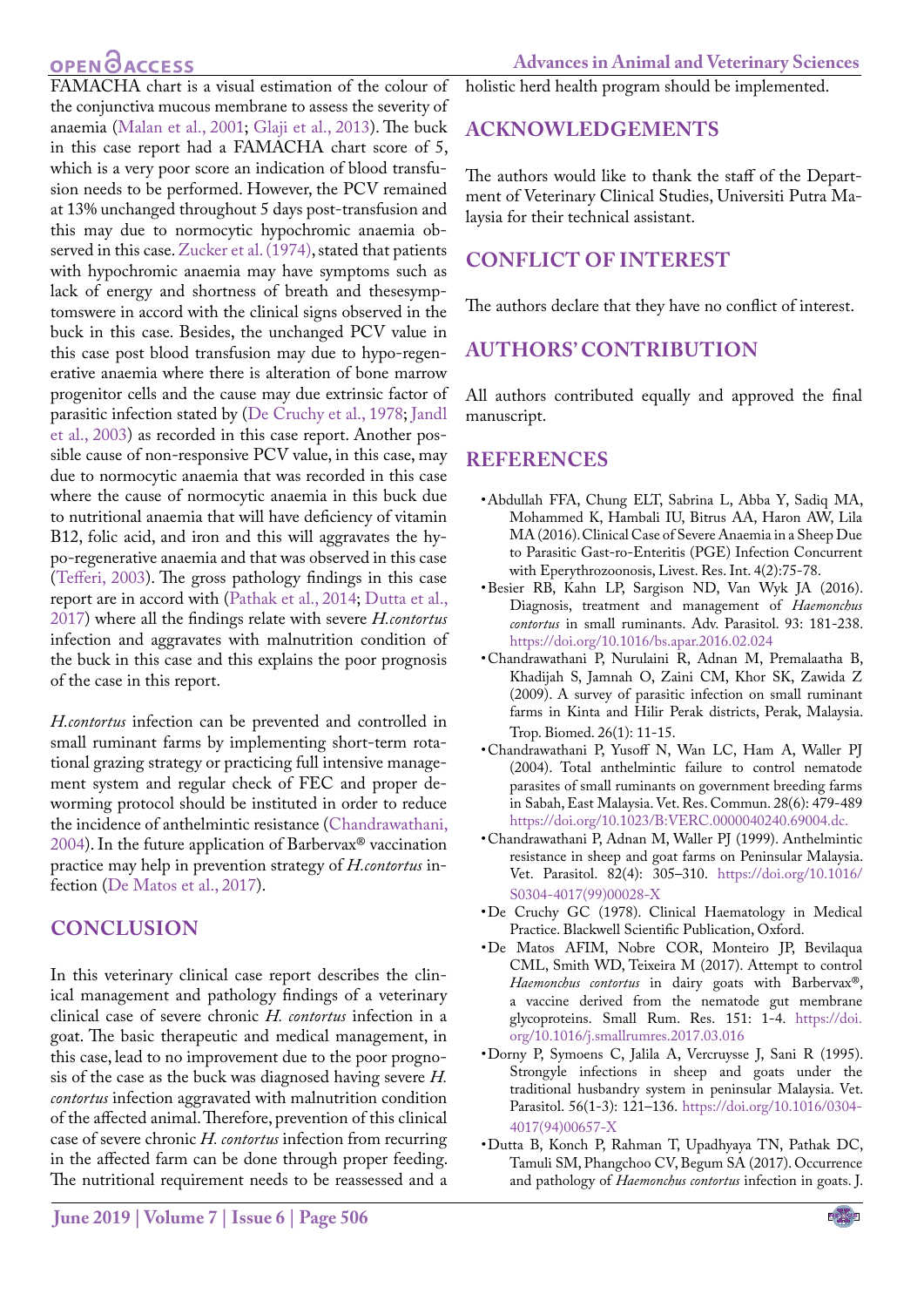FAMACHA chart is a visual estimation of the colour of the conjunctiva mucous membrane to assess the severity of anaemia (Malan et al., 2001; Glaji et al., 2013). The buck in this case report had a FAMACHA chart score of 5, which is a very poor score an indication of blood transfusion needs to be performed. However, the PCV remained at 13% unchanged throughout 5 days post-transfusion and this may due to normocytic hypochromic anaemia observed in this case. Zucker et al. (1974), stated that patients with hypochromic anaemia may have symptoms such as lack of energy and shortness of breath and thesesymptomswere in accord with the clinical signs observed in the buck in this case. Besides, the unchanged PCV value in this case post blood transfusion may due to hypo-regenerative anaemia where there is alteration of bone marrow progenitor cells and the cause may due extrinsic factor of parasitic infection stated by (De Cruchy et al., 1978; Jandl et al., 2003) as recorded in this case report. Another possible cause of non-responsive PCV value, in this case, may due to normocytic anaemia that was recorded in this case where the cause of normocytic anaemia in this buck due to nutritional anaemia that will have deficiency of vitamin B12, folic acid, and iron and this will aggravates the hypo-regenerative anaemia and that was observed in this case (Tefferi, 2003). The gross pathology findings in this case report are in accord with (Pathak et al., 2014; Dutta et al., 2017) where all the findings relate with severe *H.contortus* infection and aggravates with malnutrition condition of the buck in this case and this explains the poor prognosis of the case in this report.

*H.contortus* infection can be prevented and controlled in small ruminant farms by implementing short-term rotational grazing strategy or practicing full intensive management system and regular check of FEC and proper deworming protocol should be instituted in order to reduce the incidence of anthelmintic resistance (Chandrawathani, 2004). In the future application of Barbervax® vaccination practice may help in prevention strategy of *H.contortus* infection (De Matos et al., 2017).

## CONCLUSION

In this veterinary clinical case report describes the clinical management and pathology findings of a veterinary clinical case of severe chronic *H. contortus* infection in a goat. The basic therapeutic and medical management, in this case, lead to no improvement due to the poor prognosis of the case as the buck was diagnosed having severe *H. contortus* infection aggravated with malnutrition condition of the affected animal. Therefore, prevention of this clinical case of severe chronic *H. contortus* infection from recurring in the affected farm can be done through proper feeding. The nutritional requirement needs to be reassessed and a holistic herd health program should be implemented.

## ACKNOWLEDGEMENTS

The authors would like to thank the staff of the Department of Veterinary Clinical Studies, Universiti Putra Malaysia for their technical assistant.

## CONFLICT OF INTEREST

The authors declare that they have no conflict of interest.

## AUTHORS' CONTRIBUTION

All authors contributed equally and approved the final manuscript.

## REFERENCES

- Abdullah FFA, Chung ELT, Sabrina L, Abba Y, Sadiq MA, Mohammed K, Hambali IU, Bitrus AA, Haron AW, Lila MA (2016). Clinical Case of Severe Anaemia in a Sheep Due to Parasitic Gast-ro-Enteritis (PGE) Infection Concurrent with Eperythrozoonosis, Livest. Res. Int. 4(2):75-78.
- Besier RB, Kahn LP, Sargison ND, Van Wyk JA (2016). Diagnosis, treatment and management of *Haemonchus contortus* in small ruminants. Adv. Parasitol. 93: 181-238. https://doi.org/10.1016/bs.apar.2016.02.024
- Chandrawathani P, Nurulaini R, Adnan M, Premalaatha B, Khadijah S, Jamnah O, Zaini CM, Khor SK, Zawida Z (2009). A survey of parasitic infection on small ruminant farms in Kinta and Hilir Perak districts, Perak, Malaysia. Trop. Biomed. 26(1): 11-15.
- Chandrawathani P, Yusoff N, Wan LC, Ham A, Waller PJ (2004). Total anthelmintic failure to control nematode parasites of small ruminants on government breeding farms in Sabah, East Malaysia. Vet. Res. Commun. 28(6): 479-489 https://doi.org/10.1023/B:VERC.0000040240.69004.dc.
- Chandrawathani P, Adnan M, Waller PJ (1999). Anthelmintic resistance in sheep and goat farms on Peninsular Malaysia. Vet. Parasitol. 82(4): 305–310. https://doi.org/10.1016/S0304-4017(99)00028-X
- De Cruchy GC (1978). Clinical Haematology in Medical Practice. Blackwell Scientific Publication, Oxford.
- De Matos AFIM, Nobre COR, Monteiro JP, Bevilaqua CML, Smith WD, Teixeira M (2017). Attempt to control *Haemonchus contortus* in dairy goats with Barbervax®, a vaccine derived from the nematode gut membrane glycoproteins. Small Rum. Res. 151: 1-4. https://doi.org/10.1016/j.smallrumres.2017.03.016
- Dorny P, Symoens C, Jalila A, Vercruysse J, Sani R (1995). Strongyle infections in sheep and goats under the traditional husbandry system in peninsular Malaysia. Vet. Parasitol. 56(1-3): 121–136. https://doi.org/10.1016/0304-4017(94)00657-X
- Dutta B, Konch P, Rahman T, Upadhyaya TN, Pathak DC, Tamuli SM, Phangchoo CV, Begum SA (2017). Occurrence and pathology of *Haemonchus contortus* infection in goats. J.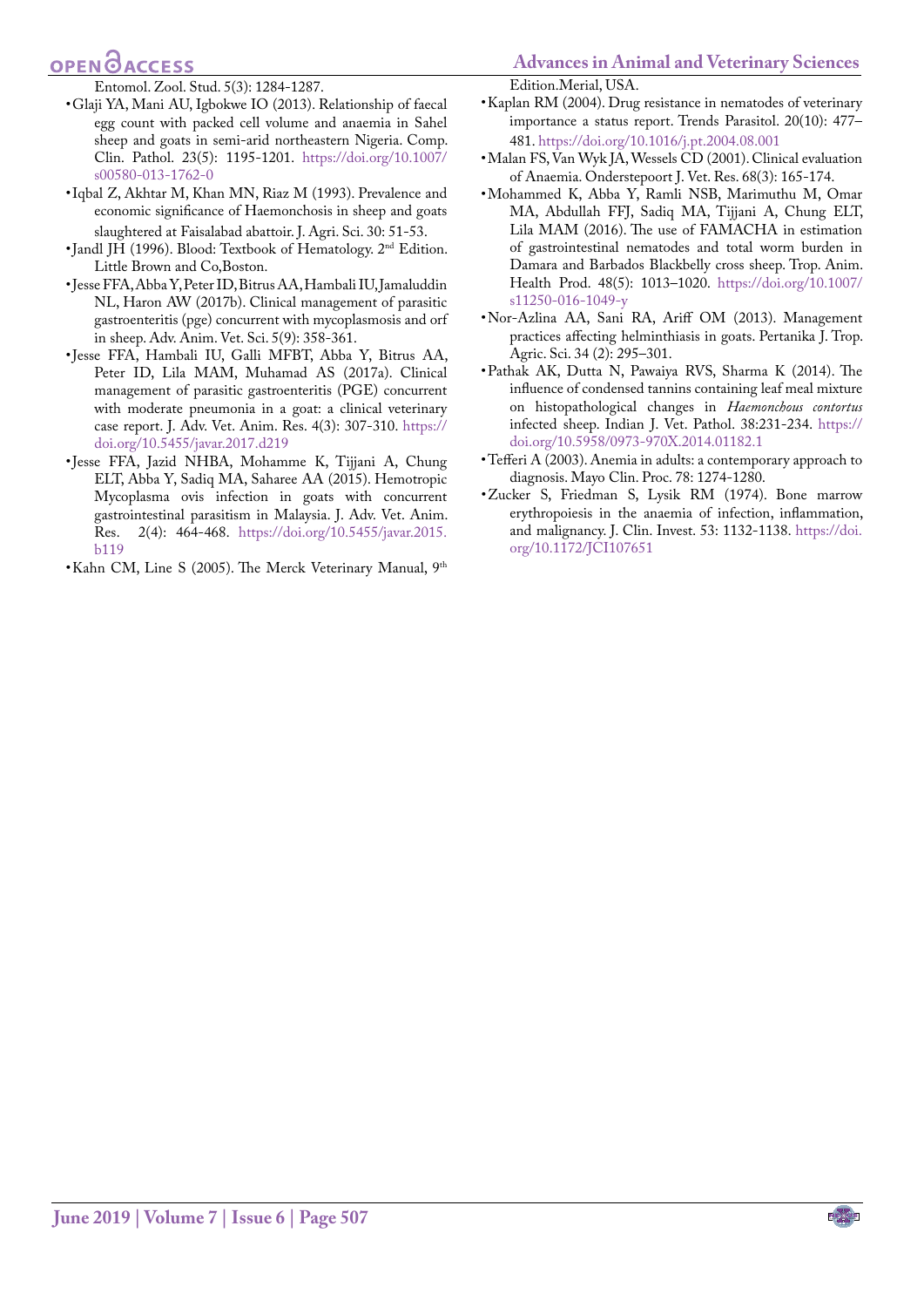Entomol. Zool. Stud. 5(3): 1284-1287.

- Glaji YA, Mani AU, Igbokwe IO (2013). Relationship of faecal egg count with packed cell volume and anaemia in Sahel sheep and goats in semi-arid northeastern Nigeria. Comp. Clin. Pathol. 23(5): 1195-1201. https://doi.org/10.1007/s00580-013-1762-0
- Iqbal Z, Akhtar M, Khan MN, Riaz M (1993). Prevalence and economic significance of Haemonchosis in sheep and goats slaughtered at Faisalabad abattoir. J. Agri. Sci. 30: 51-53.
- Jandl JH (1996). Blood: Textbook of Hematology. 2nd Edition. Little Brown and Co,Boston.
- Jesse FFA, Abba Y, Peter ID, Bitrus AA, Hambali IU, Jamaluddin NL, Haron AW (2017b). Clinical management of parasitic gastroenteritis (pge) concurrent with mycoplasmosis and orf in sheep. Adv. Anim. Vet. Sci. 5(9): 358-361.
- Jesse FFA, Hambali IU, Galli MFBT, Abba Y, Bitrus AA, Peter ID, Lila MAM, Muhamad AS (2017a). Clinical management of parasitic gastroenteritis (PGE) concurrent with moderate pneumonia in a goat: a clinical veterinary case report. J. Adv. Vet. Anim. Res. 4(3): 307-310. https://doi.org/10.5455/javar.2017.d219
- Jesse FFA, Jazid NHBA, Mohamme K, Tijjani A, Chung ELT, Abba Y, Sadiq MA, Saharee AA (2015). Hemotropic Mycoplasma ovis infection in goats with concurrent gastrointestinal parasitism in Malaysia. J. Adv. Vet. Anim. Res. 2(4): 464-468. https://doi.org/10.5455/javar.2015.b119
- Kahn CM, Line S (2005). The Merck Veterinary Manual, 9th Edition.Merial, USA.
- Kaplan RM (2004). Drug resistance in nematodes of veterinary importance a status report. Trends Parasitol. 20(10): 477–481. https://doi.org/10.1016/j.pt.2004.08.001
- Malan FS, Van Wyk JA, Wessels CD (2001). Clinical evaluation of Anaemia. Onderstepoort J. Vet. Res. 68(3): 165-174.
- Mohammed K, Abba Y, Ramli NSB, Marimuthu M, Omar MA, Abdullah FFJ, Sadiq MA, Tijjani A, Chung ELT, Lila MAM (2016). The use of FAMACHA in estimation of gastrointestinal nematodes and total worm burden in Damara and Barbados Blackbelly cross sheep. Trop. Anim. Health Prod. 48(5): 1013–1020. https://doi.org/10.1007/s11250-016-1049-y
- Nor-Azlina AA, Sani RA, Ariff OM (2013). Management practices affecting helminthiasis in goats. Pertanika J. Trop. Agric. Sci. 34 (2): 295–301.
- Pathak AK, Dutta N, Pawaiya RVS, Sharma K (2014). The influence of condensed tannins containing leaf meal mixture on histopathological changes in *Haemonchous contortus* infected sheep. Indian J. Vet. Pathol. 38:231-234. https://doi.org/10.5958/0973-970X.2014.01182.1
- Tefferi A (2003). Anemia in adults: a contemporary approach to diagnosis. Mayo Clin. Proc. 78: 1274-1280.
- Zucker S, Friedman S, Lysik RM (1974). Bone marrow erythropoiesis in the anaemia of infection, inflammation, and malignancy. J. Clin. Invest. 53: 1132-1138. https://doi.org/10.1172/JCI107651